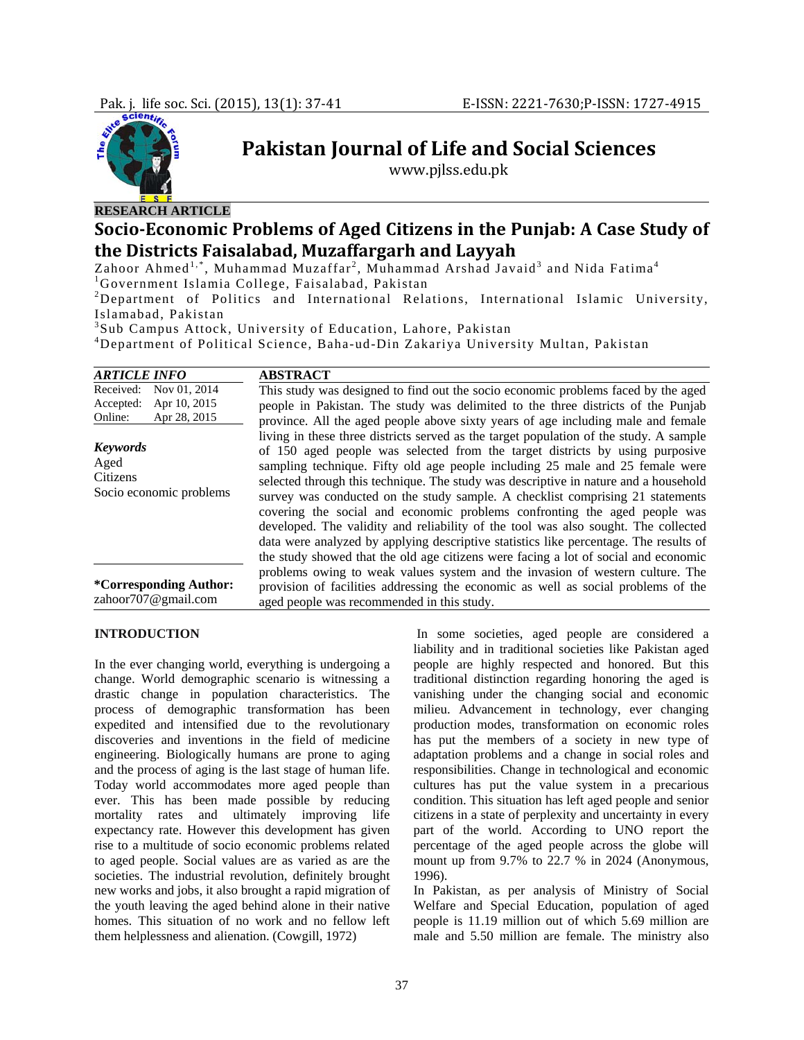Pakistan Journal of Life and Social Sciences

www.pjlss.edu.pk

**RESEARCH ARTICLE**

# Socio-Economic Problems of Aged Citizens in the Punjab: A Case Study of the Districts Faisalabad, Muzaffargarh and Layyah

Zahoor Ahmed[1,*], Muhammad Muzaffar[2], Muhammad Arshad Javaid[3] and Nida Fatima[4]

[1]Government Islamia College, Faisalabad, Pakistan

[2]Department of Politics and International Relations, International Islamic University, Islamabad, Pakistan

[3]Sub Campus Attock, University of Education, Lahore, Pakistan

[4]Department of Political Science, Baha-ud-Din Zakariya University Multan, Pakistan

***ARTICLE INFO***

Received: Nov 01, 2014
Accepted: Apr 10, 2015
Online: Apr 28, 2015

***Keywords***

Aged
Citizens
Socio economic problems

**\*Corresponding Author:**
zahoor707@gmail.com

**ABSTRACT**

This study was designed to find out the socio economic problems faced by the aged people in Pakistan. The study was delimited to the three districts of the Punjab province. All the aged people above sixty years of age including male and female living in these three districts served as the target population of the study. A sample of 150 aged people was selected from the target districts by using purposive sampling technique. Fifty old age people including 25 male and 25 female were selected through this technique. The study was descriptive in nature and a household survey was conducted on the study sample. A checklist comprising 21 statements covering the social and economic problems confronting the aged people was developed. The validity and reliability of the tool was also sought. The collected data were analyzed by applying descriptive statistics like percentage. The results of the study showed that the old age citizens were facing a lot of social and economic problems owing to weak values system and the invasion of western culture. The provision of facilities addressing the economic as well as social problems of the aged people was recommended in this study.

## INTRODUCTION

In the ever changing world, everything is undergoing a change. World demographic scenario is witnessing a drastic change in population characteristics. The process of demographic transformation has been expedited and intensified due to the revolutionary discoveries and inventions in the field of medicine engineering. Biologically humans are prone to aging and the process of aging is the last stage of human life. Today world accommodates more aged people than ever. This has been made possible by reducing mortality rates and ultimately improving life expectancy rate. However this development has given rise to a multitude of socio economic problems related to aged people. Social values are as varied as are the societies. The industrial revolution, definitely brought new works and jobs, it also brought a rapid migration of the youth leaving the aged behind alone in their native homes. This situation of no work and no fellow left them helplessness and alienation. (Cowgill, 1972)

In some societies, aged people are considered a liability and in traditional societies like Pakistan aged people are highly respected and honored. But this traditional distinction regarding honoring the aged is vanishing under the changing social and economic milieu. Advancement in technology, ever changing production modes, transformation on economic roles has put the members of a society in new type of adaptation problems and a change in social roles and responsibilities. Change in technological and economic cultures has put the value system in a precarious condition. This situation has left aged people and senior citizens in a state of perplexity and uncertainty in every part of the world. According to UNO report the percentage of the aged people across the globe will mount up from 9.7% to 22.7 % in 2024 (Anonymous, 1996).

In Pakistan, as per analysis of Ministry of Social Welfare and Special Education, population of aged people is 11.19 million out of which 5.69 million are male and 5.50 million are female. The ministry also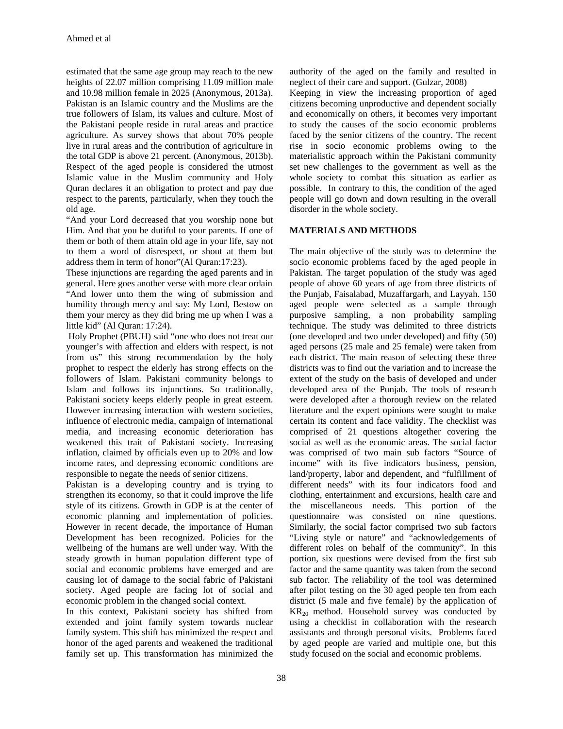estimated that the same age group may reach to the new heights of 22.07 million comprising 11.09 million male and 10.98 million female in 2025 (Anonymous, 2013a). Pakistan is an Islamic country and the Muslims are the true followers of Islam, its values and culture. Most of the Pakistani people reside in rural areas and practice agriculture. As survey shows that about 70% people live in rural areas and the contribution of agriculture in the total GDP is above 21 percent. (Anonymous, 2013b). Respect of the aged people is considered the utmost Islamic value in the Muslim community and Holy Quran declares it an obligation to protect and pay due respect to the parents, particularly, when they touch the old age.

"And your Lord decreased that you worship none but Him. And that you be dutiful to your parents. If one of them or both of them attain old age in your life, say not to them a word of disrespect, or shout at them but address them in term of honor"(Al Quran:17:23).

These injunctions are regarding the aged parents and in general. Here goes another verse with more clear ordain "And lower unto them the wing of submission and humility through mercy and say: My Lord, Bestow on them your mercy as they did bring me up when I was a little kid" (Al Quran: 17:24).

Holy Prophet (PBUH) said "one who does not treat our younger's with affection and elders with respect, is not from us" this strong recommendation by the holy prophet to respect the elderly has strong effects on the followers of Islam. Pakistani community belongs to Islam and follows its injunctions. So traditionally, Pakistani society keeps elderly people in great esteem. However increasing interaction with western societies, influence of electronic media, campaign of international media, and increasing economic deterioration has weakened this trait of Pakistani society. Increasing inflation, claimed by officials even up to 20% and low income rates, and depressing economic conditions are responsible to negate the needs of senior citizens.

Pakistan is a developing country and is trying to strengthen its economy, so that it could improve the life style of its citizens. Growth in GDP is at the center of economic planning and implementation of policies. However in recent decade, the importance of Human Development has been recognized. Policies for the wellbeing of the humans are well under way. With the steady growth in human population different type of social and economic problems have emerged and are causing lot of damage to the social fabric of Pakistani society. Aged people are facing lot of social and economic problem in the changed social context.

In this context, Pakistani society has shifted from extended and joint family system towards nuclear family system. This shift has minimized the respect and honor of the aged parents and weakened the traditional family set up. This transformation has minimized the authority of the aged on the family and resulted in neglect of their care and support. (Gulzar, 2008)

Keeping in view the increasing proportion of aged citizens becoming unproductive and dependent socially and economically on others, it becomes very important to study the causes of the socio economic problems faced by the senior citizens of the country. The recent rise in socio economic problems owing to the materialistic approach within the Pakistani community set new challenges to the government as well as the whole society to combat this situation as earlier as possible. In contrary to this, the condition of the aged people will go down and down resulting in the overall disorder in the whole society.

## MATERIALS AND METHODS

The main objective of the study was to determine the socio economic problems faced by the aged people in Pakistan. The target population of the study was aged people of above 60 years of age from three districts of the Punjab, Faisalabad, Muzaffargarh, and Layyah. 150 aged people were selected as a sample through purposive sampling, a non probability sampling technique. The study was delimited to three districts (one developed and two under developed) and fifty (50) aged persons (25 male and 25 female) were taken from each district. The main reason of selecting these three districts was to find out the variation and to increase the extent of the study on the basis of developed and under developed area of the Punjab. The tools of research were developed after a thorough review on the related literature and the expert opinions were sought to make certain its content and face validity. The checklist was comprised of 21 questions altogether covering the social as well as the economic areas. The social factor was comprised of two main sub factors "Source of income" with its five indicators business, pension, land/property, labor and dependent, and "fulfillment of different needs" with its four indicators food and clothing, entertainment and excursions, health care and the miscellaneous needs. This portion of the questionnaire was consisted on nine questions. Similarly, the social factor comprised two sub factors "Living style or nature" and "acknowledgements of different roles on behalf of the community". In this portion, six questions were devised from the first sub factor and the same quantity was taken from the second sub factor. The reliability of the tool was determined after pilot testing on the 30 aged people ten from each district (5 male and five female) by the application of $KR_{20}$ method. Household survey was conducted by using a checklist in collaboration with the research assistants and through personal visits. Problems faced by aged people are varied and multiple one, but this study focused on the social and economic problems.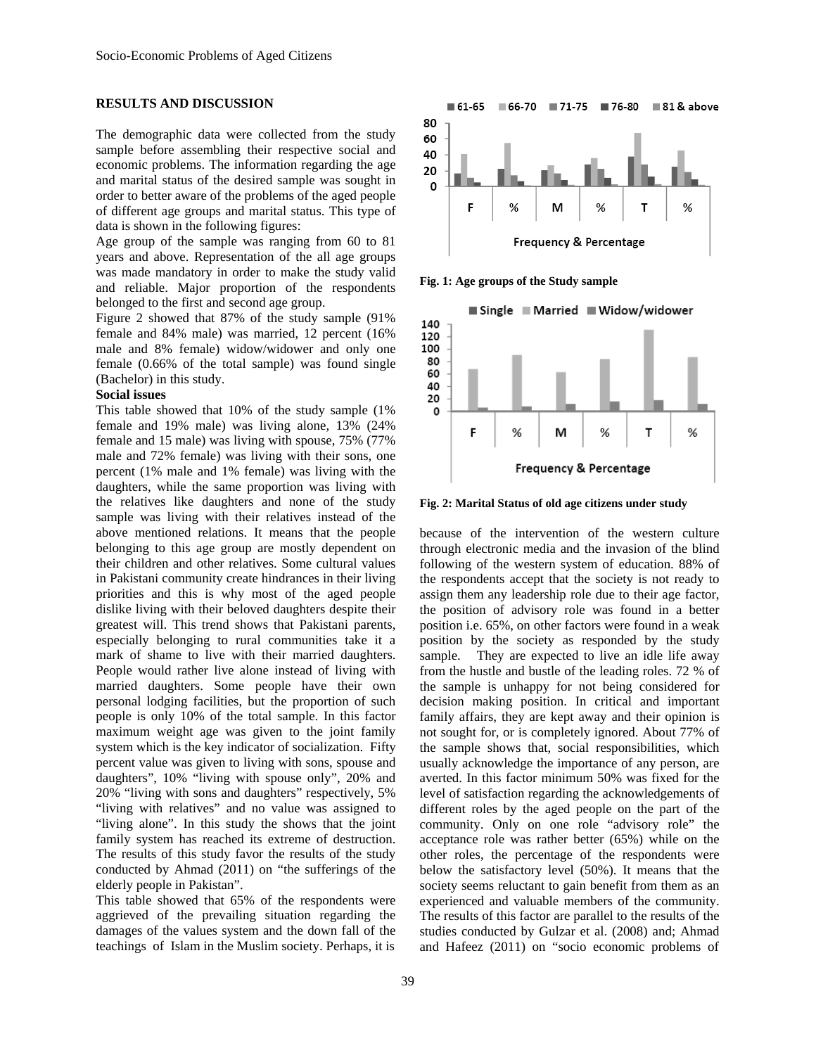## RESULTS AND DISCUSSION

The demographic data were collected from the study sample before assembling their respective social and economic problems. The information regarding the age and marital status of the desired sample was sought in order to better aware of the problems of the aged people of different age groups and marital status. This type of data is shown in the following figures:

Age group of the sample was ranging from 60 to 81 years and above. Representation of the all age groups was made mandatory in order to make the study valid and reliable. Major proportion of the respondents belonged to the first and second age group.

Figure 2 showed that 87% of the study sample (91% female and 84% male) was married, 12 percent (16% male and 8% female) widow/widower and only one female (0.66% of the total sample) was found single (Bachelor) in this study.

**Social issues**

This table showed that 10% of the study sample (1% female and 19% male) was living alone, 13% (24% female and 15 male) was living with spouse, 75% (77% male and 72% female) was living with their sons, one percent (1% male and 1% female) was living with the daughters, while the same proportion was living with the relatives like daughters and none of the study sample was living with their relatives instead of the above mentioned relations. It means that the people belonging to this age group are mostly dependent on their children and other relatives. Some cultural values in Pakistani community create hindrances in their living priorities and this is why most of the aged people dislike living with their beloved daughters despite their greatest will. This trend shows that Pakistani parents, especially belonging to rural communities take it a mark of shame to live with their married daughters. People would rather live alone instead of living with married daughters. Some people have their own personal lodging facilities, but the proportion of such people is only 10% of the total sample. In this factor maximum weight age was given to the joint family system which is the key indicator of socialization. Fifty percent value was given to living with sons, spouse and daughters", 10% "living with spouse only", 20% and 20% "living with sons and daughters" respectively, 5% "living with relatives" and no value was assigned to "living alone". In this study the shows that the joint family system has reached its extreme of destruction. The results of this study favor the results of the study conducted by Ahmad (2011) on "the sufferings of the elderly people in Pakistan".

This table showed that 65% of the respondents were aggrieved of the prevailing situation regarding the damages of the values system and the down fall of the teachings of Islam in the Muslim society. Perhaps, it is because of the intervention of the western culture through electronic media and the invasion of the blind following of the western system of education. 88% of the respondents accept that the society is not ready to assign them any leadership role due to their age factor, the position of advisory role was found in a better position i.e. 65%, on other factors were found in a weak position by the society as responded by the study sample. They are expected to live an idle life away from the hustle and bustle of the leading roles. 72 % of the sample is unhappy for not being considered for decision making position. In critical and important family affairs, they are kept away and their opinion is not sought for, or is completely ignored. About 77% of the sample shows that, social responsibilities, which usually acknowledge the importance of any person, are averted. In this factor minimum 50% was fixed for the level of satisfaction regarding the acknowledgements of different roles by the aged people on the part of the community. Only on one role "advisory role" the acceptance role was rather better (65%) while on the other roles, the percentage of the respondents were below the satisfactory level (50%). It means that the society seems reluctant to gain benefit from them as an experienced and valuable members of the community. The results of this factor are parallel to the results of the studies conducted by Gulzar et al. (2008) and; Ahmad and Hafeez (2011) on "socio economic problems of

**Fig. 1: Age groups of the Study sample**

**Fig. 2: Marital Status of old age citizens under study**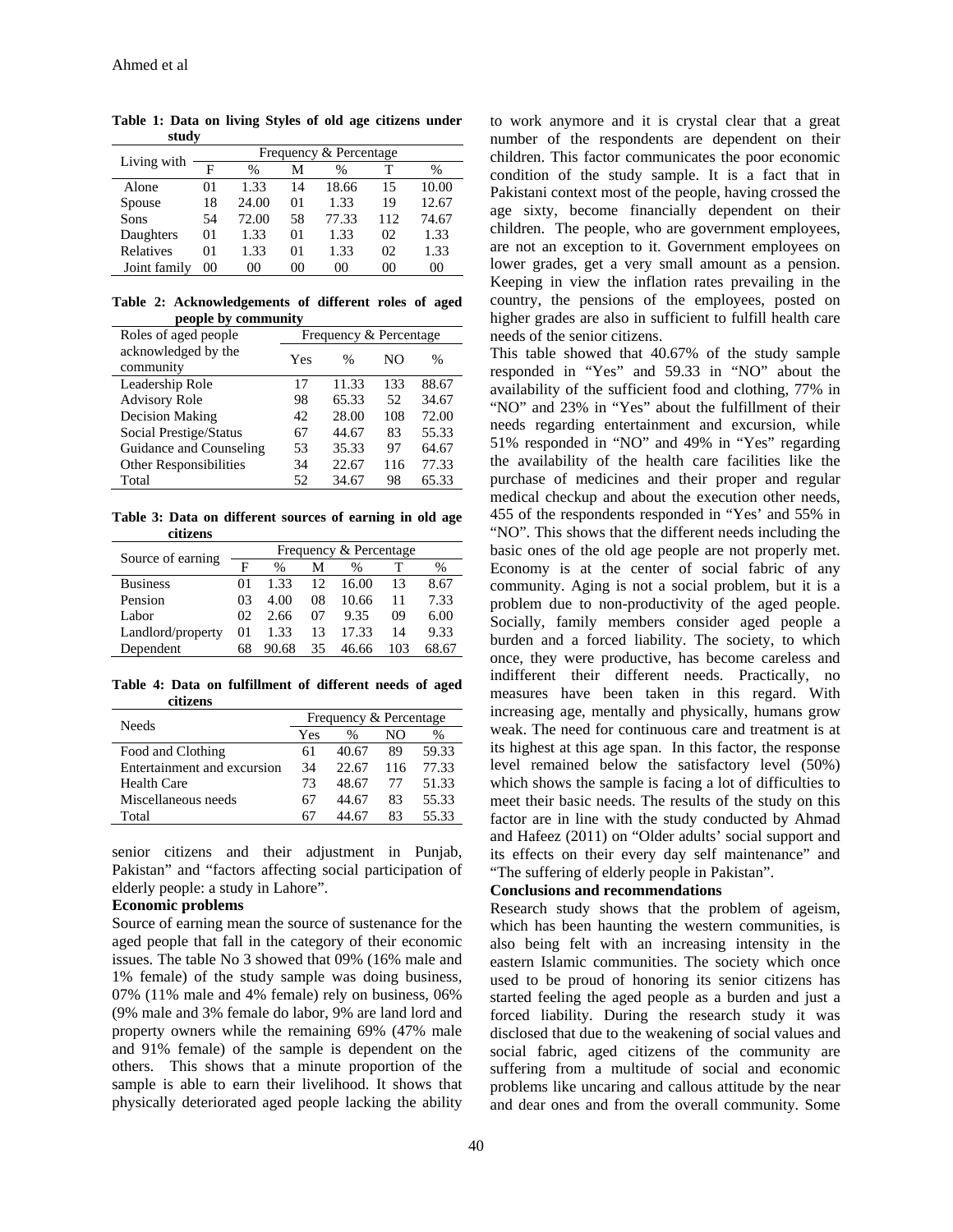**Table 1: Data on living Styles of old age citizens under study**

| Living with | Frequency & Percentage | | | | | |
|---|---|---|---|---|---|---|
| | F | % | M | % | T | % |
| Alone | 01 | 1.33 | 14 | 18.66 | 15 | 10.00 |
| Spouse | 18 | 24.00 | 01 | 1.33 | 19 | 12.67 |
| Sons | 54 | 72.00 | 58 | 77.33 | 112 | 74.67 |
| Daughters | 01 | 1.33 | 01 | 1.33 | 02 | 1.33 |
| Relatives | 01 | 1.33 | 01 | 1.33 | 02 | 1.33 |
| Joint family | 00 | 00 | 00 | 00 | 00 | 00 |

**Table 2: Acknowledgements of different roles of aged people by community**

| Roles of aged people acknowledged by the community | Frequency & Percentage | | | |
|---|---|---|---|---|
| | Yes | % | NO | % |
| Leadership Role | 17 | 11.33 | 133 | 88.67 |
| Advisory Role | 98 | 65.33 | 52 | 34.67 |
| Decision Making | 42 | 28.00 | 108 | 72.00 |
| Social Prestige/Status | 67 | 44.67 | 83 | 55.33 |
| Guidance and Counseling | 53 | 35.33 | 97 | 64.67 |
| Other Responsibilities | 34 | 22.67 | 116 | 77.33 |
| Total | 52 | 34.67 | 98 | 65.33 |

**Table 3: Data on different sources of earning in old age citizens**

| Source of earning | Frequency & Percentage | | | | | |
|---|---|---|---|---|---|---|
| | F | % | M | % | T | % |
| Business | 01 | 1.33 | 12 | 16.00 | 13 | 8.67 |
| Pension | 03 | 4.00 | 08 | 10.66 | 11 | 7.33 |
| Labor | 02 | 2.66 | 07 | 9.35 | 09 | 6.00 |
| Landlord/property | 01 | 1.33 | 13 | 17.33 | 14 | 9.33 |
| Dependent | 68 | 90.68 | 35 | 46.66 | 103 | 68.67 |

**Table 4: Data on fulfillment of different needs of aged citizens**

| Needs | Frequency & Percentage | | | |
|---|---|---|---|---|
| | Yes | % | NO | % |
| Food and Clothing | 61 | 40.67 | 89 | 59.33 |
| Entertainment and excursion | 34 | 22.67 | 116 | 77.33 |
| Health Care | 73 | 48.67 | 77 | 51.33 |
| Miscellaneous needs | 67 | 44.67 | 83 | 55.33 |
| Total | 67 | 44.67 | 83 | 55.33 |

senior citizens and their adjustment in Punjab, Pakistan" and "factors affecting social participation of elderly people: a study in Lahore".

**Economic problems**

Source of earning mean the source of sustenance for the aged people that fall in the category of their economic issues. The table No 3 showed that 09% (16% male and 1% female) of the study sample was doing business, 07% (11% male and 4% female) rely on business, 06% (9% male and 3% female do labor, 9% are land lord and property owners while the remaining 69% (47% male and 91% female) of the sample is dependent on the others. This shows that a minute proportion of the sample is able to earn their livelihood. It shows that physically deteriorated aged people lacking the ability to work anymore and it is crystal clear that a great number of the respondents are dependent on their children. This factor communicates the poor economic condition of the study sample. It is a fact that in Pakistani context most of the people, having crossed the age sixty, become financially dependent on their children. The people, who are government employees, are not an exception to it. Government employees on lower grades, get a very small amount as a pension. Keeping in view the inflation rates prevailing in the country, the pensions of the employees, posted on higher grades are also in sufficient to fulfill health care needs of the senior citizens.

This table showed that 40.67% of the study sample responded in "Yes" and 59.33 in "NO" about the availability of the sufficient food and clothing, 77% in "NO" and 23% in "Yes" about the fulfillment of their needs regarding entertainment and excursion, while 51% responded in "NO" and 49% in "Yes" regarding the availability of the health care facilities like the purchase of medicines and their proper and regular medical checkup and about the execution other needs, 455 of the respondents responded in "Yes' and 55% in "NO". This shows that the different needs including the basic ones of the old age people are not properly met. Economy is at the center of social fabric of any community. Aging is not a social problem, but it is a problem due to non-productivity of the aged people. Socially, family members consider aged people a burden and a forced liability. The society, to which once, they were productive, has become careless and indifferent their different needs. Practically, no measures have been taken in this regard. With increasing age, mentally and physically, humans grow weak. The need for continuous care and treatment is at its highest at this age span. In this factor, the response level remained below the satisfactory level (50%) which shows the sample is facing a lot of difficulties to meet their basic needs. The results of the study on this factor are in line with the study conducted by Ahmad and Hafeez (2011) on "Older adults' social support and its effects on their every day self maintenance" and "The suffering of elderly people in Pakistan".

**Conclusions and recommendations**

Research study shows that the problem of ageism, which has been haunting the western communities, is also being felt with an increasing intensity in the eastern Islamic communities. The society which once used to be proud of honoring its senior citizens has started feeling the aged people as a burden and just a forced liability. During the research study it was disclosed that due to the weakening of social values and social fabric, aged citizens of the community are suffering from a multitude of social and economic problems like uncaring and callous attitude by the near and dear ones and from the overall community. Some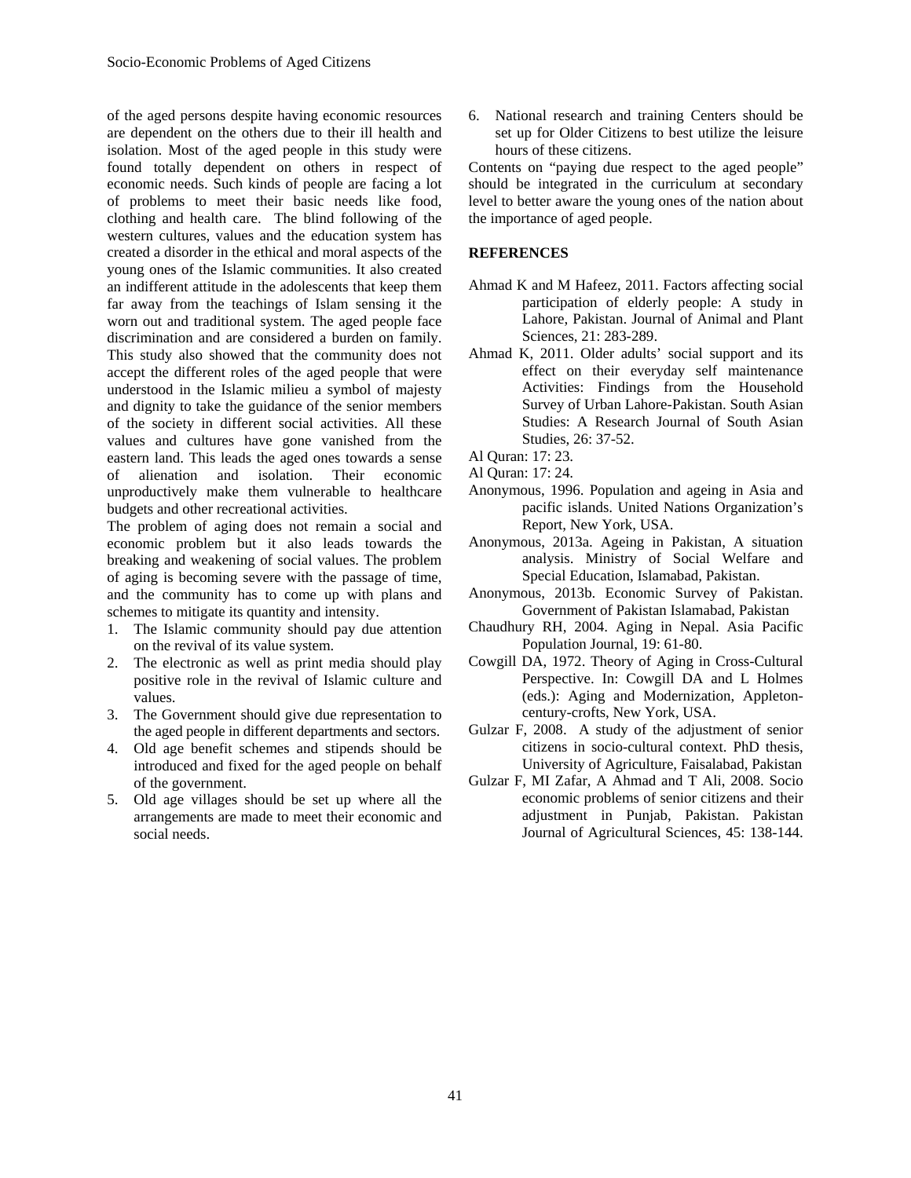of the aged persons despite having economic resources are dependent on the others due to their ill health and isolation. Most of the aged people in this study were found totally dependent on others in respect of economic needs. Such kinds of people are facing a lot of problems to meet their basic needs like food, clothing and health care. The blind following of the western cultures, values and the education system has created a disorder in the ethical and moral aspects of the young ones of the Islamic communities. It also created an indifferent attitude in the adolescents that keep them far away from the teachings of Islam sensing it the worn out and traditional system. The aged people face discrimination and are considered a burden on family. This study also showed that the community does not accept the different roles of the aged people that were understood in the Islamic milieu a symbol of majesty and dignity to take the guidance of the senior members of the society in different social activities. All these values and cultures have gone vanished from the eastern land. This leads the aged ones towards a sense of alienation and isolation. Their economic unproductively make them vulnerable to healthcare budgets and other recreational activities.

The problem of aging does not remain a social and economic problem but it also leads towards the breaking and weakening of social values. The problem of aging is becoming severe with the passage of time, and the community has to come up with plans and schemes to mitigate its quantity and intensity.

1. The Islamic community should pay due attention on the revival of its value system.
2. The electronic as well as print media should play positive role in the revival of Islamic culture and values.
3. The Government should give due representation to the aged people in different departments and sectors.
4. Old age benefit schemes and stipends should be introduced and fixed for the aged people on behalf of the government.
5. Old age villages should be set up where all the arrangements are made to meet their economic and social needs.
6. National research and training Centers should be set up for Older Citizens to best utilize the leisure hours of these citizens.

Contents on "paying due respect to the aged people" should be integrated in the curriculum at secondary level to better aware the young ones of the nation about the importance of aged people.

## REFERENCES

Ahmad K and M Hafeez, 2011. Factors affecting social participation of elderly people: A study in Lahore, Pakistan. Journal of Animal and Plant Sciences, 21: 283-289.

Ahmad K, 2011. Older adults' social support and its effect on their everyday self maintenance Activities: Findings from the Household Survey of Urban Lahore-Pakistan. South Asian Studies: A Research Journal of South Asian Studies, 26: 37-52.

Al Quran: 17: 23.

Al Quran: 17: 24.

Anonymous, 1996. Population and ageing in Asia and pacific islands. United Nations Organization's Report, New York, USA.

Anonymous, 2013a. Ageing in Pakistan, A situation analysis. Ministry of Social Welfare and Special Education, Islamabad, Pakistan.

Anonymous, 2013b. Economic Survey of Pakistan. Government of Pakistan Islamabad, Pakistan

Chaudhury RH, 2004. Aging in Nepal. Asia Pacific Population Journal, 19: 61-80.

Cowgill DA, 1972. Theory of Aging in Cross-Cultural Perspective. In: Cowgill DA and L Holmes (eds.): Aging and Modernization, Appleton-century-crofts, New York, USA.

Gulzar F, 2008. A study of the adjustment of senior citizens in socio-cultural context. PhD thesis, University of Agriculture, Faisalabad, Pakistan

Gulzar F, MI Zafar, A Ahmad and T Ali, 2008. Socio economic problems of senior citizens and their adjustment in Punjab, Pakistan. Pakistan Journal of Agricultural Sciences, 45: 138-144.